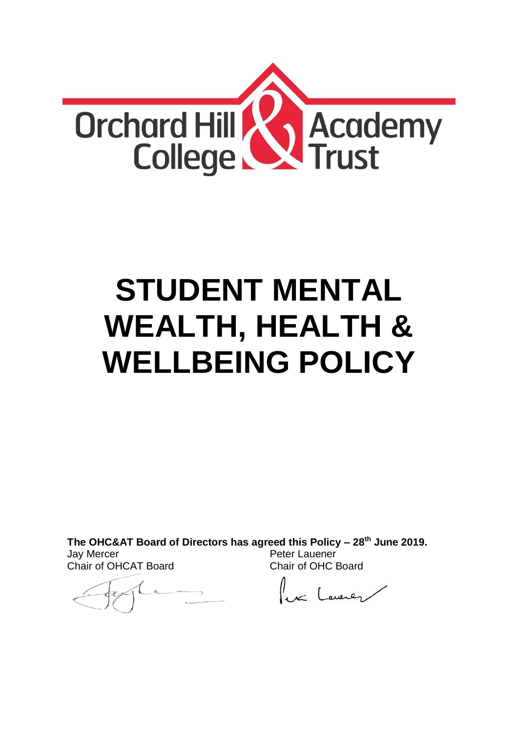Orchard Hill College & Academy Trust

# STUDENT MENTAL WEALTH, HEALTH & WELLBEING POLICY

**The OHC&AT Board of Directors has agreed this Policy – 28th June 2019.**

Jay Mercer
Chair of OHCAT Board

Peter Lauener
Chair of OHC Board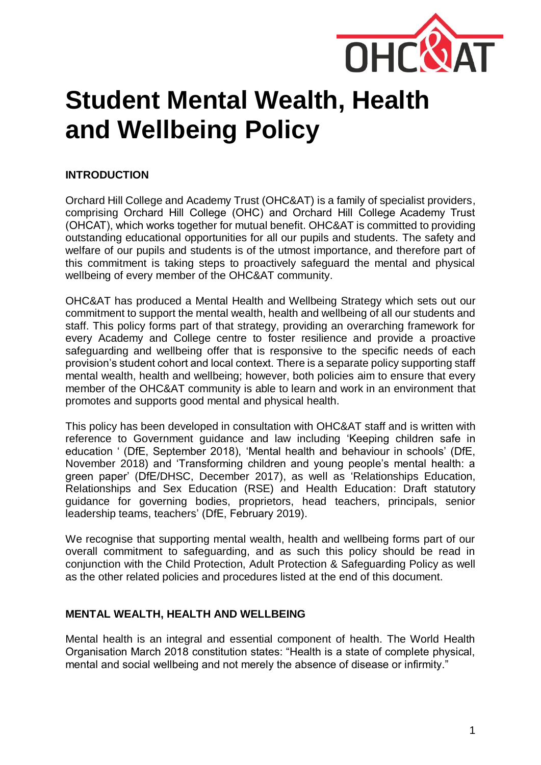# Student Mental Wealth, Health and Wellbeing Policy

## INTRODUCTION

Orchard Hill College and Academy Trust (OHC&AT) is a family of specialist providers, comprising Orchard Hill College (OHC) and Orchard Hill College Academy Trust (OHCAT), which works together for mutual benefit. OHC&AT is committed to providing outstanding educational opportunities for all our pupils and students. The safety and welfare of our pupils and students is of the utmost importance, and therefore part of this commitment is taking steps to proactively safeguard the mental and physical wellbeing of every member of the OHC&AT community.

OHC&AT has produced a Mental Health and Wellbeing Strategy which sets out our commitment to support the mental wealth, health and wellbeing of all our students and staff. This policy forms part of that strategy, providing an overarching framework for every Academy and College centre to foster resilience and provide a proactive safeguarding and wellbeing offer that is responsive to the specific needs of each provision's student cohort and local context. There is a separate policy supporting staff mental wealth, health and wellbeing; however, both policies aim to ensure that every member of the OHC&AT community is able to learn and work in an environment that promotes and supports good mental and physical health.

This policy has been developed in consultation with OHC&AT staff and is written with reference to Government guidance and law including 'Keeping children safe in education ' (DfE, September 2018), 'Mental health and behaviour in schools' (DfE, November 2018) and 'Transforming children and young people's mental health: a green paper' (DfE/DHSC, December 2017), as well as 'Relationships Education, Relationships and Sex Education (RSE) and Health Education: Draft statutory guidance for governing bodies, proprietors, head teachers, principals, senior leadership teams, teachers' (DfE, February 2019).

We recognise that supporting mental wealth, health and wellbeing forms part of our overall commitment to safeguarding, and as such this policy should be read in conjunction with the Child Protection, Adult Protection & Safeguarding Policy as well as the other related policies and procedures listed at the end of this document.

## MENTAL WEALTH, HEALTH AND WELLBEING

Mental health is an integral and essential component of health. The World Health Organisation March 2018 constitution states: "Health is a state of complete physical, mental and social wellbeing and not merely the absence of disease or infirmity."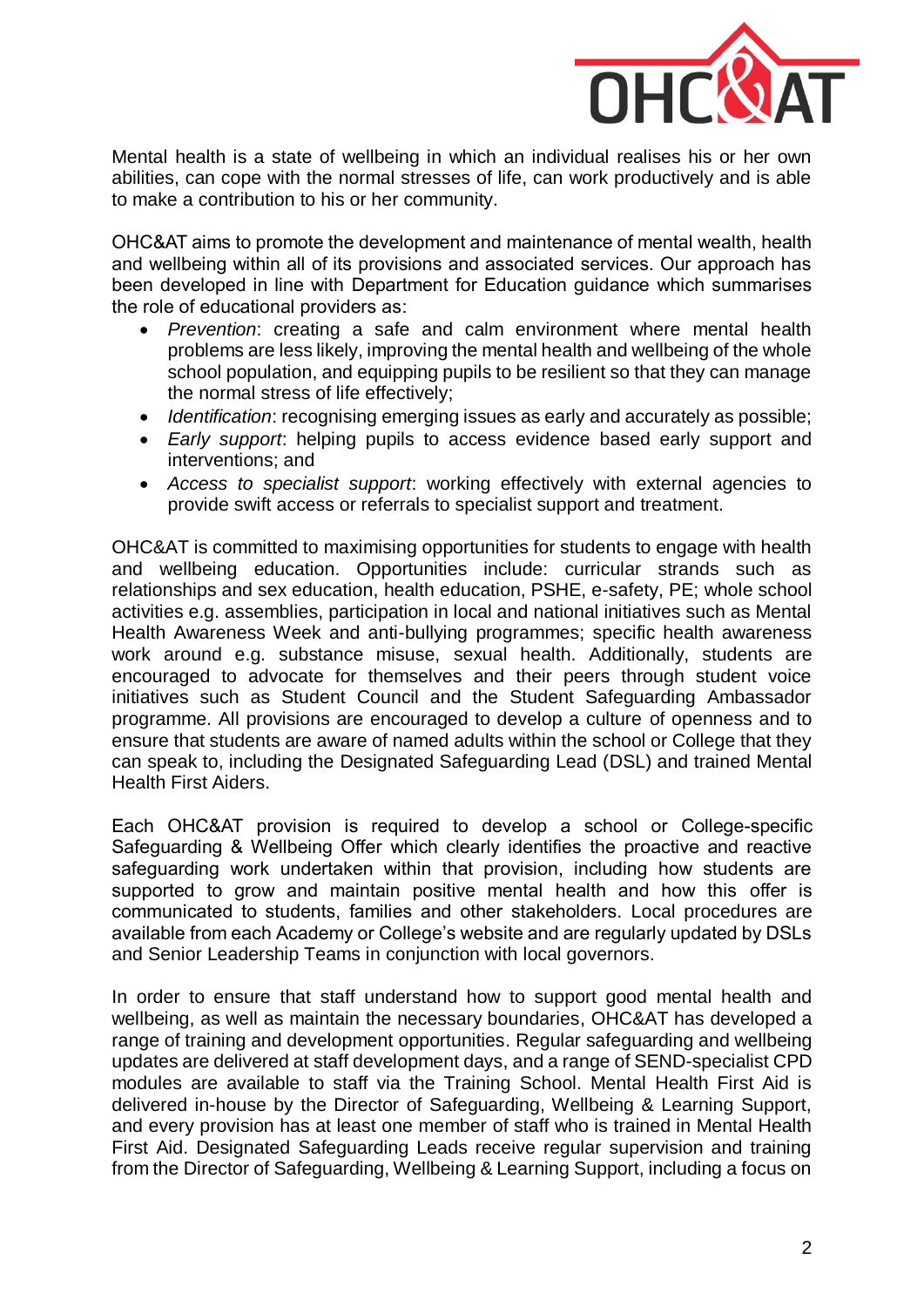Mental health is a state of wellbeing in which an individual realises his or her own abilities, can cope with the normal stresses of life, can work productively and is able to make a contribution to his or her community.

OHC&AT aims to promote the development and maintenance of mental wealth, health and wellbeing within all of its provisions and associated services. Our approach has been developed in line with Department for Education guidance which summarises the role of educational providers as:

- *Prevention*: creating a safe and calm environment where mental health problems are less likely, improving the mental health and wellbeing of the whole school population, and equipping pupils to be resilient so that they can manage the normal stress of life effectively;
- *Identification*: recognising emerging issues as early and accurately as possible;
- *Early support*: helping pupils to access evidence based early support and interventions; and
- *Access to specialist support*: working effectively with external agencies to provide swift access or referrals to specialist support and treatment.

OHC&AT is committed to maximising opportunities for students to engage with health and wellbeing education. Opportunities include: curricular strands such as relationships and sex education, health education, PSHE, e-safety, PE; whole school activities e.g. assemblies, participation in local and national initiatives such as Mental Health Awareness Week and anti-bullying programmes; specific health awareness work around e.g. substance misuse, sexual health. Additionally, students are encouraged to advocate for themselves and their peers through student voice initiatives such as Student Council and the Student Safeguarding Ambassador programme. All provisions are encouraged to develop a culture of openness and to ensure that students are aware of named adults within the school or College that they can speak to, including the Designated Safeguarding Lead (DSL) and trained Mental Health First Aiders.

Each OHC&AT provision is required to develop a school or College-specific Safeguarding & Wellbeing Offer which clearly identifies the proactive and reactive safeguarding work undertaken within that provision, including how students are supported to grow and maintain positive mental health and how this offer is communicated to students, families and other stakeholders. Local procedures are available from each Academy or College's website and are regularly updated by DSLs and Senior Leadership Teams in conjunction with local governors.

In order to ensure that staff understand how to support good mental health and wellbeing, as well as maintain the necessary boundaries, OHC&AT has developed a range of training and development opportunities. Regular safeguarding and wellbeing updates are delivered at staff development days, and a range of SEND-specialist CPD modules are available to staff via the Training School. Mental Health First Aid is delivered in-house by the Director of Safeguarding, Wellbeing & Learning Support, and every provision has at least one member of staff who is trained in Mental Health First Aid. Designated Safeguarding Leads receive regular supervision and training from the Director of Safeguarding, Wellbeing & Learning Support, including a focus on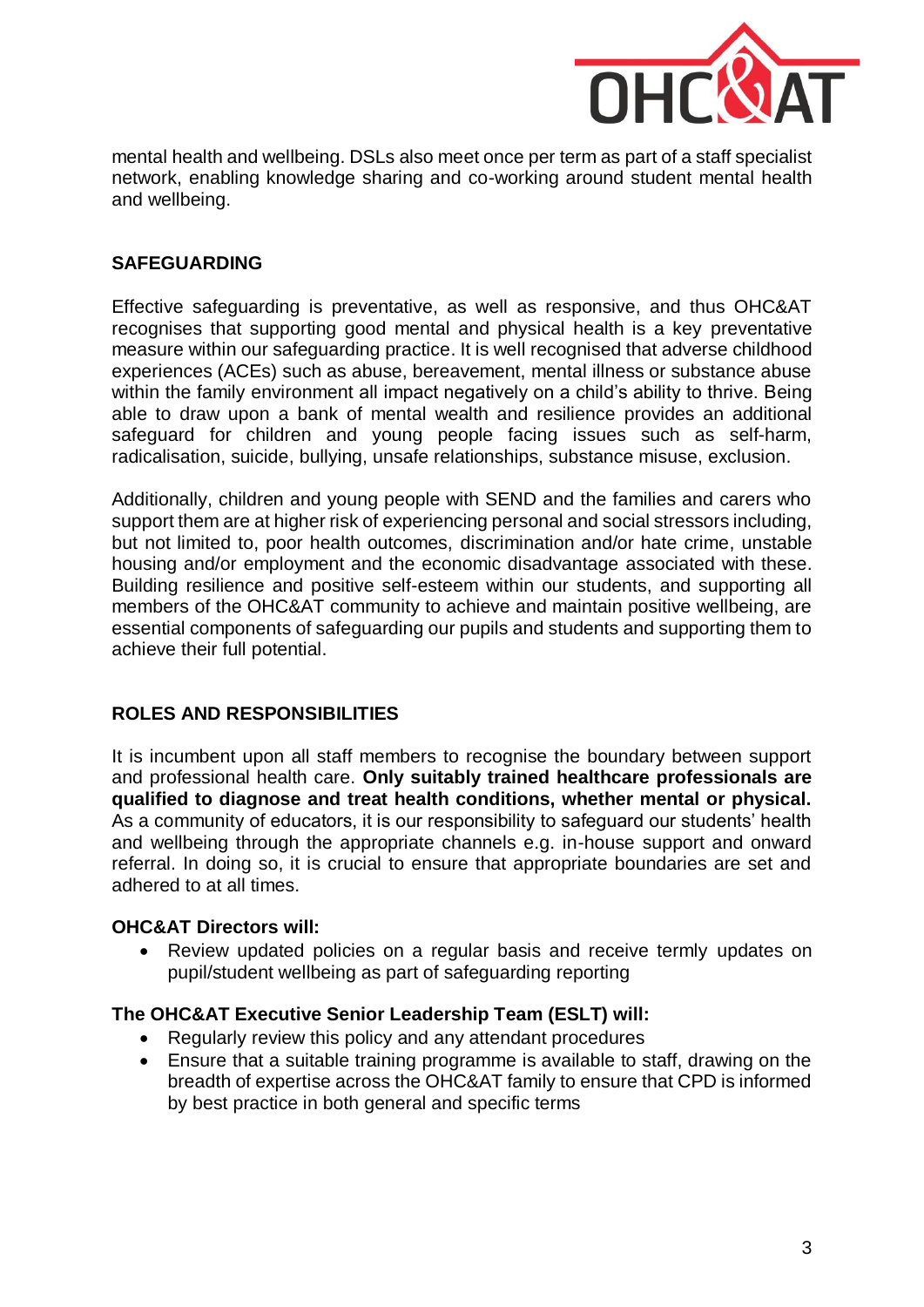mental health and wellbeing. DSLs also meet once per term as part of a staff specialist network, enabling knowledge sharing and co-working around student mental health and wellbeing.

## SAFEGUARDING

Effective safeguarding is preventative, as well as responsive, and thus OHC&AT recognises that supporting good mental and physical health is a key preventative measure within our safeguarding practice. It is well recognised that adverse childhood experiences (ACEs) such as abuse, bereavement, mental illness or substance abuse within the family environment all impact negatively on a child's ability to thrive. Being able to draw upon a bank of mental wealth and resilience provides an additional safeguard for children and young people facing issues such as self-harm, radicalisation, suicide, bullying, unsafe relationships, substance misuse, exclusion.

Additionally, children and young people with SEND and the families and carers who support them are at higher risk of experiencing personal and social stressors including, but not limited to, poor health outcomes, discrimination and/or hate crime, unstable housing and/or employment and the economic disadvantage associated with these. Building resilience and positive self-esteem within our students, and supporting all members of the OHC&AT community to achieve and maintain positive wellbeing, are essential components of safeguarding our pupils and students and supporting them to achieve their full potential.

## ROLES AND RESPONSIBILITIES

It is incumbent upon all staff members to recognise the boundary between support and professional health care. **Only suitably trained healthcare professionals are qualified to diagnose and treat health conditions, whether mental or physical.** As a community of educators, it is our responsibility to safeguard our students' health and wellbeing through the appropriate channels e.g. in-house support and onward referral. In doing so, it is crucial to ensure that appropriate boundaries are set and adhered to at all times.

**OHC&AT Directors will:**

- Review updated policies on a regular basis and receive termly updates on pupil/student wellbeing as part of safeguarding reporting

**The OHC&AT Executive Senior Leadership Team (ESLT) will:**

- Regularly review this policy and any attendant procedures
- Ensure that a suitable training programme is available to staff, drawing on the breadth of expertise across the OHC&AT family to ensure that CPD is informed by best practice in both general and specific terms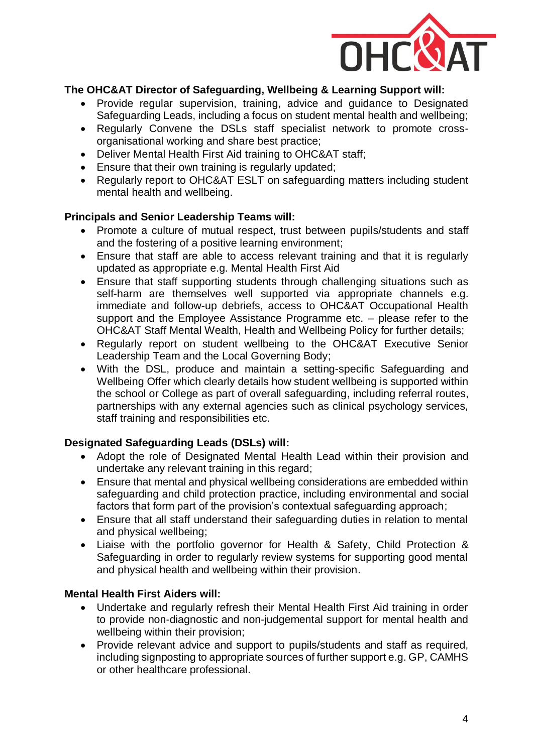**The OHC&AT Director of Safeguarding, Wellbeing & Learning Support will:**

- Provide regular supervision, training, advice and guidance to Designated Safeguarding Leads, including a focus on student mental health and wellbeing;
- Regularly Convene the DSLs staff specialist network to promote cross-organisational working and share best practice;
- Deliver Mental Health First Aid training to OHC&AT staff;
- Ensure that their own training is regularly updated;
- Regularly report to OHC&AT ESLT on safeguarding matters including student mental health and wellbeing.

**Principals and Senior Leadership Teams will:**

- Promote a culture of mutual respect, trust between pupils/students and staff and the fostering of a positive learning environment;
- Ensure that staff are able to access relevant training and that it is regularly updated as appropriate e.g. Mental Health First Aid
- Ensure that staff supporting students through challenging situations such as self-harm are themselves well supported via appropriate channels e.g. immediate and follow-up debriefs, access to OHC&AT Occupational Health support and the Employee Assistance Programme etc. – please refer to the OHC&AT Staff Mental Wealth, Health and Wellbeing Policy for further details;
- Regularly report on student wellbeing to the OHC&AT Executive Senior Leadership Team and the Local Governing Body;
- With the DSL, produce and maintain a setting-specific Safeguarding and Wellbeing Offer which clearly details how student wellbeing is supported within the school or College as part of overall safeguarding, including referral routes, partnerships with any external agencies such as clinical psychology services, staff training and responsibilities etc.

**Designated Safeguarding Leads (DSLs) will:**

- Adopt the role of Designated Mental Health Lead within their provision and undertake any relevant training in this regard;
- Ensure that mental and physical wellbeing considerations are embedded within safeguarding and child protection practice, including environmental and social factors that form part of the provision's contextual safeguarding approach;
- Ensure that all staff understand their safeguarding duties in relation to mental and physical wellbeing;
- Liaise with the portfolio governor for Health & Safety, Child Protection & Safeguarding in order to regularly review systems for supporting good mental and physical health and wellbeing within their provision.

**Mental Health First Aiders will:**

- Undertake and regularly refresh their Mental Health First Aid training in order to provide non-diagnostic and non-judgemental support for mental health and wellbeing within their provision;
- Provide relevant advice and support to pupils/students and staff as required, including signposting to appropriate sources of further support e.g. GP, CAMHS or other healthcare professional.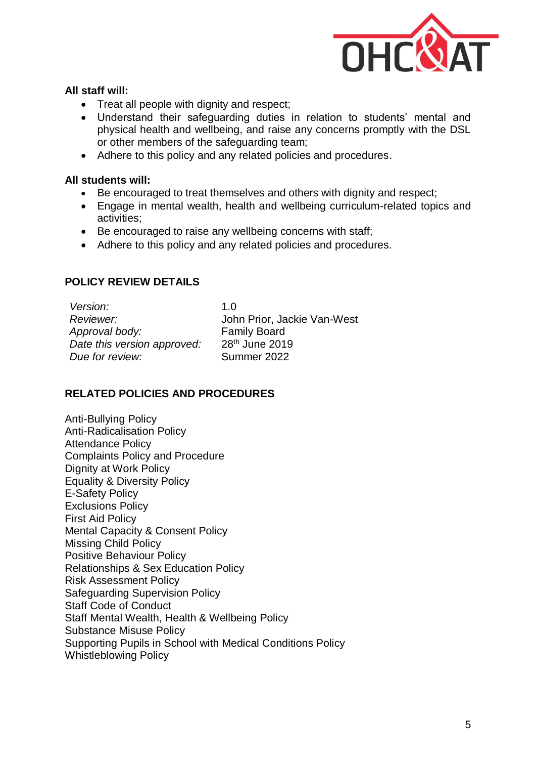**All staff will:**

- Treat all people with dignity and respect;
- Understand their safeguarding duties in relation to students' mental and physical health and wellbeing, and raise any concerns promptly with the DSL or other members of the safeguarding team;
- Adhere to this policy and any related policies and procedures.

**All students will:**

- Be encouraged to treat themselves and others with dignity and respect;
- Engage in mental wealth, health and wellbeing curriculum-related topics and activities;
- Be encouraged to raise any wellbeing concerns with staff;
- Adhere to this policy and any related policies and procedures.

## POLICY REVIEW DETAILS

| | |
|---|---|
| *Version:* | 1.0 |
| *Reviewer:* | John Prior, Jackie Van-West |
| *Approval body:* | Family Board |
| *Date this version approved:* | 28th June 2019 |
| *Due for review:* | Summer 2022 |

## RELATED POLICIES AND PROCEDURES

Anti-Bullying Policy
Anti-Radicalisation Policy
Attendance Policy
Complaints Policy and Procedure
Dignity at Work Policy
Equality & Diversity Policy
E-Safety Policy
Exclusions Policy
First Aid Policy
Mental Capacity & Consent Policy
Missing Child Policy
Positive Behaviour Policy
Relationships & Sex Education Policy
Risk Assessment Policy
Safeguarding Supervision Policy
Staff Code of Conduct
Staff Mental Wealth, Health & Wellbeing Policy
Substance Misuse Policy
Supporting Pupils in School with Medical Conditions Policy
Whistleblowing Policy